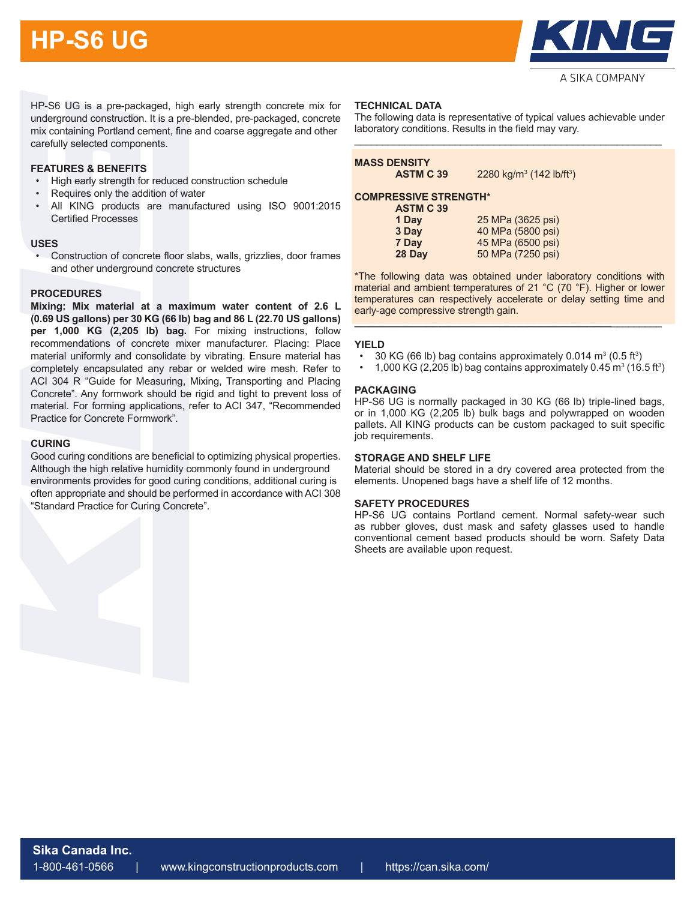# HP-S6 UG

KING

A SIKA COMPANY

HP-S6 UG is a pre-packaged, high early strength concrete mix for underground construction. It is a pre-blended, pre-packaged, concrete mix containing Portland cement, fine and coarse aggregate and other carefully selected components.

### FEATURES & BENEFITS

- High early strength for reduced construction schedule
- Requires only the addition of water
- All KING products are manufactured using ISO 9001:2015 Certified Processes

### USES

- Construction of concrete floor slabs, walls, grizzlies, door frames and other underground concrete structures

### PROCEDURES

**Mixing: Mix material at a maximum water content of 2.6 L (0.69 US gallons) per 30 KG (66 lb) bag and 86 L (22.70 US gallons) per 1,000 KG (2,205 lb) bag.** For mixing instructions, follow recommendations of concrete mixer manufacturer. Placing: Place material uniformly and consolidate by vibrating. Ensure material has completely encapsulated any rebar or welded wire mesh. Refer to ACI 304 R "Guide for Measuring, Mixing, Transporting and Placing Concrete". Any formwork should be rigid and tight to prevent loss of material. For forming applications, refer to ACI 347, "Recommended Practice for Concrete Formwork".

### CURING

Good curing conditions are beneficial to optimizing physical properties. Although the high relative humidity commonly found in underground environments provides for good curing conditions, additional curing is often appropriate and should be performed in accordance with ACI 308 "Standard Practice for Curing Concrete".

### TECHNICAL DATA

The following data is representative of typical values achievable under laboratory conditions. Results in the field may vary.

**MASS DENSITY**

| | |
|---|---|
| **ASTM C 39** | 2280 kg/m$^3$ (142 lb/ft$^3$) |

**COMPRESSIVE STRENGTH***

| **ASTM C 39** | |
|---|---|
| **1 Day** | 25 MPa (3625 psi) |
| **3 Day** | 40 MPa (5800 psi) |
| **7 Day** | 45 MPa (6500 psi) |
| **28 Day** | 50 MPa (7250 psi) |

*The following data was obtained under laboratory conditions with material and ambient temperatures of 21 °C (70 °F). Higher or lower temperatures can respectively accelerate or delay setting time and early-age compressive strength gain.

### YIELD

- 30 KG (66 lb) bag contains approximately 0.014 m$^3$ (0.5 ft$^3$)
- 1,000 KG (2,205 lb) bag contains approximately 0.45 m$^3$ (16.5 ft$^3$)

### PACKAGING

HP-S6 UG is normally packaged in 30 KG (66 lb) triple-lined bags, or in 1,000 KG (2,205 lb) bulk bags and polywrapped on wooden pallets. All KING products can be custom packaged to suit specific job requirements.

### STORAGE AND SHELF LIFE

Material should be stored in a dry covered area protected from the elements. Unopened bags have a shelf life of 12 months.

### SAFETY PROCEDURES

HP-S6 UG contains Portland cement. Normal safety-wear such as rubber gloves, dust mask and safety glasses used to handle conventional cement based products should be worn. Safety Data Sheets are available upon request.

**Sika Canada Inc.**

1-800-461-0566 | www.kingconstructionproducts.com | https://can.sika.com/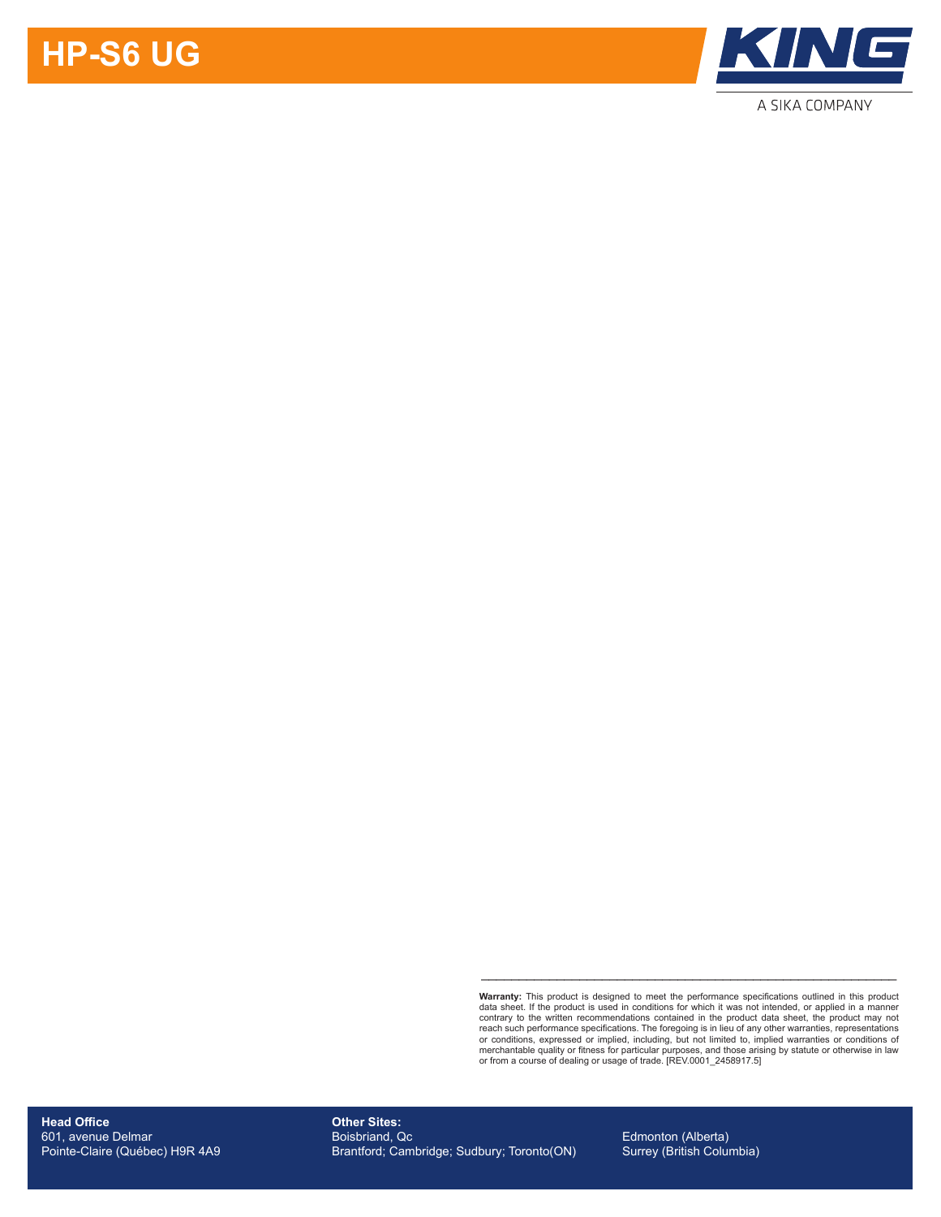**Warranty:** This product is designed to meet the performance specifications outlined in this product data sheet. If the product is used in conditions for which it was not intended, or applied in a manner contrary to the written recommendations contained in the product data sheet, the product may not reach such performance specifications. The foregoing is in lieu of any other warranties, representations or conditions, expressed or implied, including, but not limited to, implied warranties or conditions of merchantable quality or fitness for particular purposes, and those arising by statute or otherwise in law or from a course of dealing or usage of trade. [REV.0001_2458917.5]

**Head Office**
601, avenue Delmar
Pointe-Claire (Québec) H9R 4A9

**Other Sites:**
Boisbriand, Qc
Brantford; Cambridge; Sudbury; Toronto(ON)
Edmonton (Alberta)
Surrey (British Columbia)